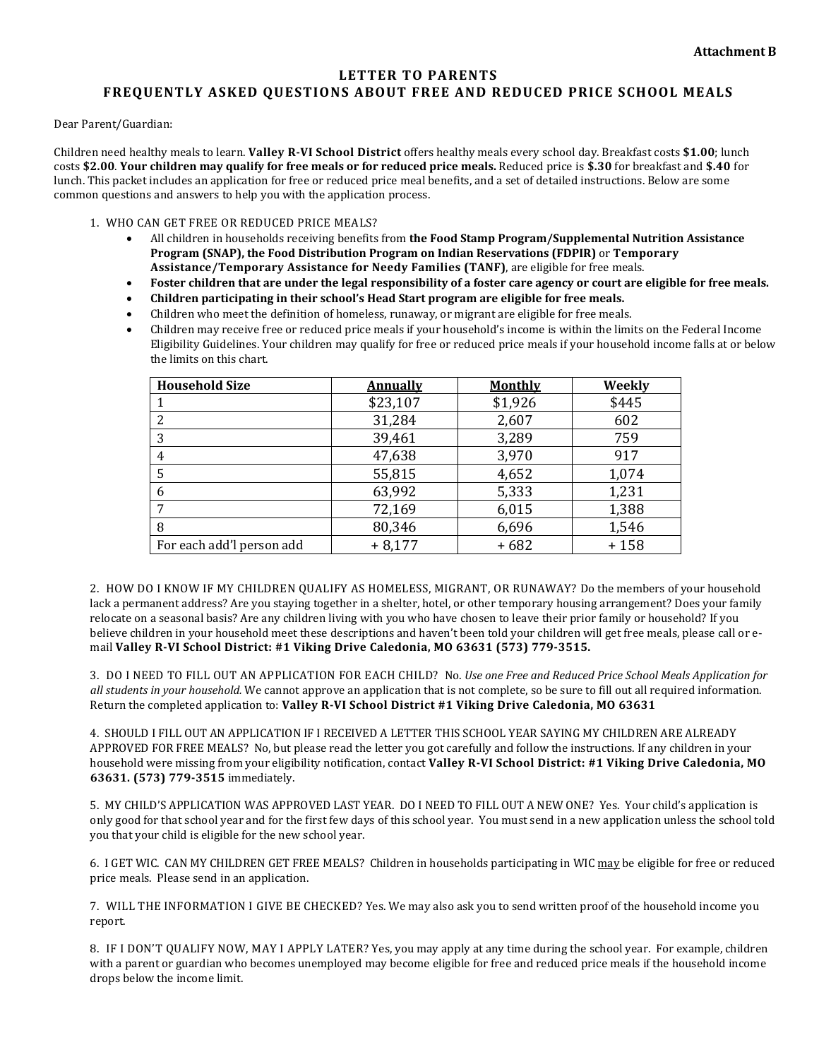**Attachment B**

# LETTER TO PARENTS
## FREQUENTLY ASKED QUESTIONS ABOUT FREE AND REDUCED PRICE SCHOOL MEALS

Dear Parent/Guardian:

Children need healthy meals to learn. **Valley R-VI School District** offers healthy meals every school day. Breakfast costs **$1.00**; lunch costs **$2.00**. **Your children may qualify for free meals or for reduced price meals.** Reduced price is **$.30** for breakfast and **$.40** for lunch. This packet includes an application for free or reduced price meal benefits, and a set of detailed instructions. Below are some common questions and answers to help you with the application process.

1. WHO CAN GET FREE OR REDUCED PRICE MEALS?
   - All children in households receiving benefits from **the Food Stamp Program/Supplemental Nutrition Assistance Program (SNAP), the Food Distribution Program on Indian Reservations (FDPIR)** or **Temporary Assistance/Temporary Assistance for Needy Families (TANF)**, are eligible for free meals.
   - **Foster children that are under the legal responsibility of a foster care agency or court are eligible for free meals.**
   - **Children participating in their school's Head Start program are eligible for free meals.**
   - Children who meet the definition of homeless, runaway, or migrant are eligible for free meals.
   - Children may receive free or reduced price meals if your household's income is within the limits on the Federal Income Eligibility Guidelines. Your children may qualify for free or reduced price meals if your household income falls at or below the limits on this chart.

| Household Size | Annually | Monthly | Weekly |
|---|---|---|---|
| 1 | $23,107 | $1,926 | $445 |
| 2 | 31,284 | 2,607 | 602 |
| 3 | 39,461 | 3,289 | 759 |
| 4 | 47,638 | 3,970 | 917 |
| 5 | 55,815 | 4,652 | 1,074 |
| 6 | 63,992 | 5,333 | 1,231 |
| 7 | 72,169 | 6,015 | 1,388 |
| 8 | 80,346 | 6,696 | 1,546 |
| For each add'l person add | + 8,177 | + 682 | + 158 |

2. HOW DO I KNOW IF MY CHILDREN QUALIFY AS HOMELESS, MIGRANT, OR RUNAWAY? Do the members of your household lack a permanent address? Are you staying together in a shelter, hotel, or other temporary housing arrangement? Does your family relocate on a seasonal basis? Are any children living with you who have chosen to leave their prior family or household? If you believe children in your household meet these descriptions and haven't been told your children will get free meals, please call or e-mail **Valley R-VI School District: #1 Viking Drive Caledonia, MO 63631 (573) 779-3515.**

3. DO I NEED TO FILL OUT AN APPLICATION FOR EACH CHILD? No. *Use one Free and Reduced Price School Meals Application for all students in your household.* We cannot approve an application that is not complete, so be sure to fill out all required information. Return the completed application to: **Valley R-VI School District #1 Viking Drive Caledonia, MO 63631**

4. SHOULD I FILL OUT AN APPLICATION IF I RECEIVED A LETTER THIS SCHOOL YEAR SAYING MY CHILDREN ARE ALREADY APPROVED FOR FREE MEALS? No, but please read the letter you got carefully and follow the instructions. If any children in your household were missing from your eligibility notification, contact **Valley R-VI School District: #1 Viking Drive Caledonia, MO 63631. (573) 779-3515** immediately.

5. MY CHILD'S APPLICATION WAS APPROVED LAST YEAR. DO I NEED TO FILL OUT A NEW ONE? Yes. Your child's application is only good for that school year and for the first few days of this school year. You must send in a new application unless the school told you that your child is eligible for the new school year.

6. I GET WIC. CAN MY CHILDREN GET FREE MEALS? Children in households participating in WIC may be eligible for free or reduced price meals. Please send in an application.

7. WILL THE INFORMATION I GIVE BE CHECKED? Yes. We may also ask you to send written proof of the household income you report.

8. IF I DON'T QUALIFY NOW, MAY I APPLY LATER? Yes, you may apply at any time during the school year. For example, children with a parent or guardian who becomes unemployed may become eligible for free and reduced price meals if the household income drops below the income limit.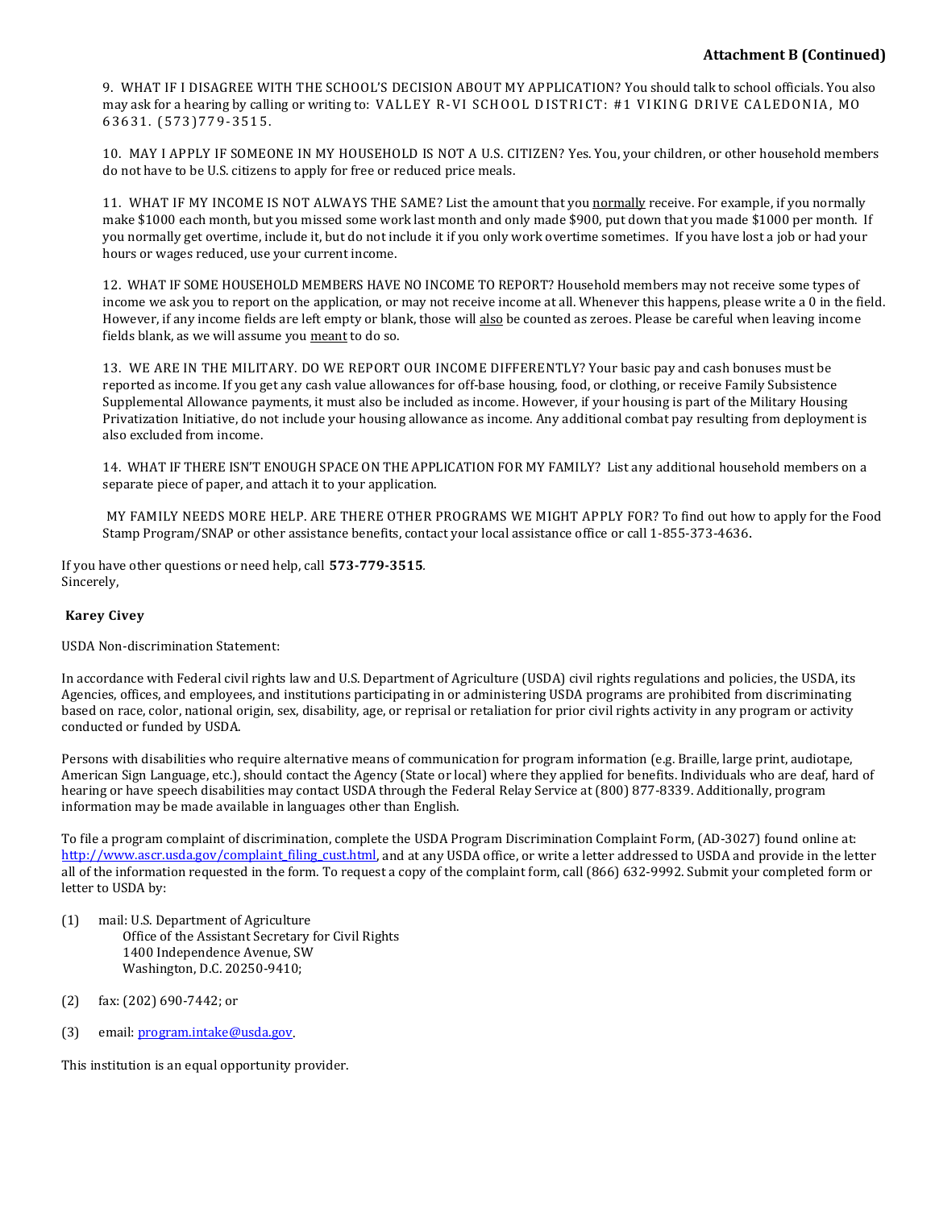**Attachment B (Continued)**

9. WHAT IF I DISAGREE WITH THE SCHOOL'S DECISION ABOUT MY APPLICATION? You should talk to school officials. You also may ask for a hearing by calling or writing to: VALLEY R-VI SCHOOL DISTRICT: #1 VIKING DRIVE CALEDONIA, MO 63631. (573)779-3515.

10. MAY I APPLY IF SOMEONE IN MY HOUSEHOLD IS NOT A U.S. CITIZEN? Yes. You, your children, or other household members do not have to be U.S. citizens to apply for free or reduced price meals.

11. WHAT IF MY INCOME IS NOT ALWAYS THE SAME? List the amount that you <u>normally</u> receive. For example, if you normally make $1000 each month, but you missed some work last month and only made $900, put down that you made $1000 per month. If you normally get overtime, include it, but do not include it if you only work overtime sometimes. If you have lost a job or had your hours or wages reduced, use your current income.

12. WHAT IF SOME HOUSEHOLD MEMBERS HAVE NO INCOME TO REPORT? Household members may not receive some types of income we ask you to report on the application, or may not receive income at all. Whenever this happens, please write a 0 in the field. However, if any income fields are left empty or blank, those will <u>also</u> be counted as zeroes. Please be careful when leaving income fields blank, as we will assume you <u>meant</u> to do so.

13. WE ARE IN THE MILITARY. DO WE REPORT OUR INCOME DIFFERENTLY? Your basic pay and cash bonuses must be reported as income. If you get any cash value allowances for off-base housing, food, or clothing, or receive Family Subsistence Supplemental Allowance payments, it must also be included as income. However, if your housing is part of the Military Housing Privatization Initiative, do not include your housing allowance as income. Any additional combat pay resulting from deployment is also excluded from income.

14. WHAT IF THERE ISN'T ENOUGH SPACE ON THE APPLICATION FOR MY FAMILY? List any additional household members on a separate piece of paper, and attach it to your application.

MY FAMILY NEEDS MORE HELP. ARE THERE OTHER PROGRAMS WE MIGHT APPLY FOR? To find out how to apply for the Food Stamp Program/SNAP or other assistance benefits, contact your local assistance office or call 1-855-373-4636.

If you have other questions or need help, call **573-779-3515**.
Sincerely,

**Karey Civey**

USDA Non-discrimination Statement:

In accordance with Federal civil rights law and U.S. Department of Agriculture (USDA) civil rights regulations and policies, the USDA, its Agencies, offices, and employees, and institutions participating in or administering USDA programs are prohibited from discriminating based on race, color, national origin, sex, disability, age, or reprisal or retaliation for prior civil rights activity in any program or activity conducted or funded by USDA.

Persons with disabilities who require alternative means of communication for program information (e.g. Braille, large print, audiotape, American Sign Language, etc.), should contact the Agency (State or local) where they applied for benefits. Individuals who are deaf, hard of hearing or have speech disabilities may contact USDA through the Federal Relay Service at (800) 877-8339. Additionally, program information may be made available in languages other than English.

To file a program complaint of discrimination, complete the USDA Program Discrimination Complaint Form, (AD-3027) found online at: http://www.ascr.usda.gov/complaint_filing_cust.html, and at any USDA office, or write a letter addressed to USDA and provide in the letter all of the information requested in the form. To request a copy of the complaint form, call (866) 632-9992. Submit your completed form or letter to USDA by:

(1) mail: U.S. Department of Agriculture
Office of the Assistant Secretary for Civil Rights
1400 Independence Avenue, SW
Washington, D.C. 20250-9410;

(2) fax: (202) 690-7442; or

(3) email: program.intake@usda.gov.

This institution is an equal opportunity provider.